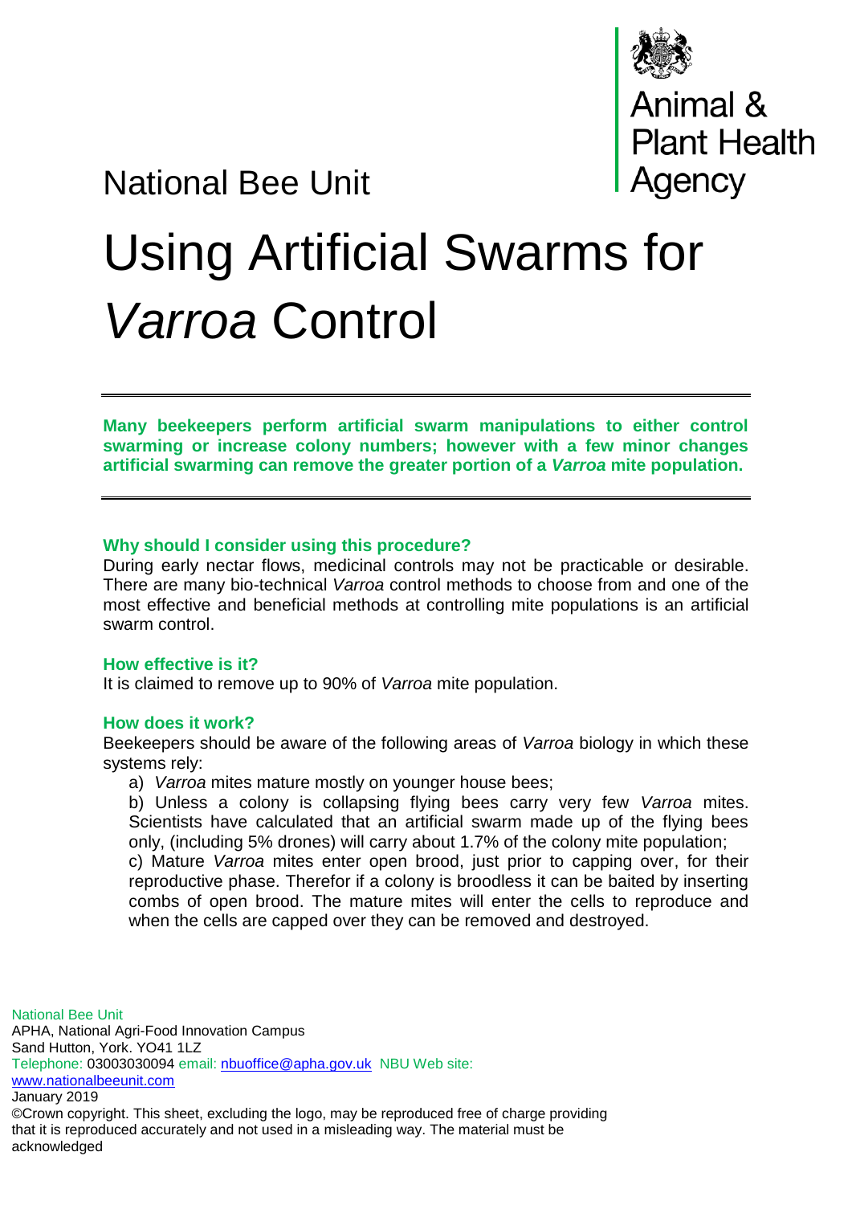National Bee Unit

Animal & Plant Health Agency

# Using Artificial Swarms for *Varroa* Control

---

**Many beekeepers perform artificial swarm manipulations to either control swarming or increase colony numbers; however with a few minor changes artificial swarming can remove the greater portion of a *Varroa* mite population.**

---

### Why should I consider using this procedure?

During early nectar flows, medicinal controls may not be practicable or desirable. There are many bio-technical *Varroa* control methods to choose from and one of the most effective and beneficial methods at controlling mite populations is an artificial swarm control.

### How effective is it?

It is claimed to remove up to 90% of *Varroa* mite population.

### How does it work?

Beekeepers should be aware of the following areas of *Varroa* biology in which these systems rely:

a) *Varroa* mites mature mostly on younger house bees;

b) Unless a colony is collapsing flying bees carry very few *Varroa* mites. Scientists have calculated that an artificial swarm made up of the flying bees only, (including 5% drones) will carry about 1.7% of the colony mite population;

c) Mature *Varroa* mites enter open brood, just prior to capping over, for their reproductive phase. Therefor if a colony is broodless it can be baited by inserting combs of open brood. The mature mites will enter the cells to reproduce and when the cells are capped over they can be removed and destroyed.

National Bee Unit
APHA, National Agri-Food Innovation Campus
Sand Hutton, York. YO41 1LZ
Telephone: 03003030094 email: nbuoffice@apha.gov.uk NBU Web site: www.nationalbeeunit.com
January 2019
©Crown copyright. This sheet, excluding the logo, may be reproduced free of charge providing that it is reproduced accurately and not used in a misleading way. The material must be acknowledged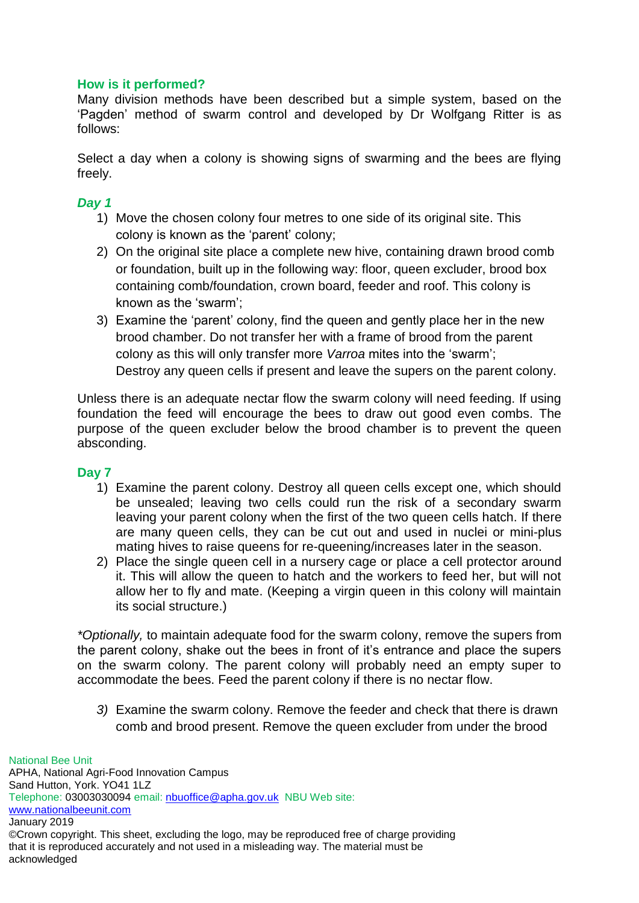### How is it performed?

Many division methods have been described but a simple system, based on the 'Pagden' method of swarm control and developed by Dr Wolfgang Ritter is as follows:

Select a day when a colony is showing signs of swarming and the bees are flying freely.

#### *Day 1*

1) Move the chosen colony four metres to one side of its original site. This colony is known as the 'parent' colony;
2) On the original site place a complete new hive, containing drawn brood comb or foundation, built up in the following way: floor, queen excluder, brood box containing comb/foundation, crown board, feeder and roof. This colony is known as the 'swarm';
3) Examine the 'parent' colony, find the queen and gently place her in the new brood chamber. Do not transfer her with a frame of brood from the parent colony as this will only transfer more *Varroa* mites into the 'swarm';
   Destroy any queen cells if present and leave the supers on the parent colony.

Unless there is an adequate nectar flow the swarm colony will need feeding. If using foundation the feed will encourage the bees to draw out good even combs. The purpose of the queen excluder below the brood chamber is to prevent the queen absconding.

#### Day 7

1) Examine the parent colony. Destroy all queen cells except one, which should be unsealed; leaving two cells could run the risk of a secondary swarm leaving your parent colony when the first of the two queen cells hatch. If there are many queen cells, they can be cut out and used in nuclei or mini-plus mating hives to raise queens for re-queening/increases later in the season.
2) Place the single queen cell in a nursery cage or place a cell protector around it. This will allow the queen to hatch and the workers to feed her, but will not allow her to fly and mate. (Keeping a virgin queen in this colony will maintain its social structure.)

*\*Optionally,* to maintain adequate food for the swarm colony, remove the supers from the parent colony, shake out the bees in front of it's entrance and place the supers on the swarm colony. The parent colony will probably need an empty super to accommodate the bees. Feed the parent colony if there is no nectar flow.

3) Examine the swarm colony. Remove the feeder and check that there is drawn comb and brood present. Remove the queen excluder from under the brood

National Bee Unit
APHA, National Agri-Food Innovation Campus
Sand Hutton, York. YO41 1LZ
Telephone: 03003030094 email: nbuoffice@apha.gov.uk NBU Web site: www.nationalbeeunit.com
January 2019
©Crown copyright. This sheet, excluding the logo, may be reproduced free of charge providing that it is reproduced accurately and not used in a misleading way. The material must be acknowledged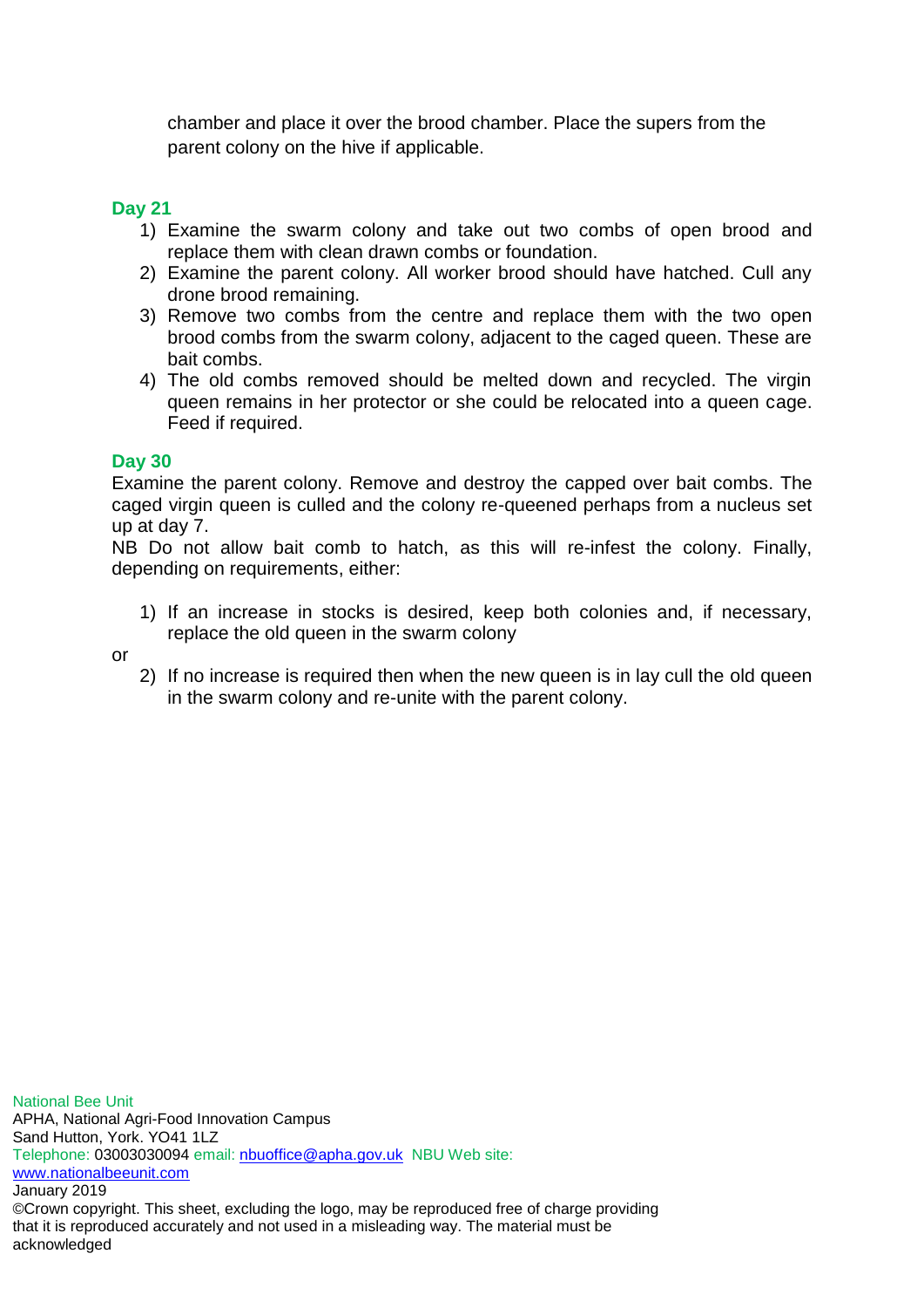chamber and place it over the brood chamber. Place the supers from the parent colony on the hive if applicable.

**Day 21**

1) Examine the swarm colony and take out two combs of open brood and replace them with clean drawn combs or foundation.
2) Examine the parent colony. All worker brood should have hatched. Cull any drone brood remaining.
3) Remove two combs from the centre and replace them with the two open brood combs from the swarm colony, adjacent to the caged queen. These are bait combs.
4) The old combs removed should be melted down and recycled. The virgin queen remains in her protector or she could be relocated into a queen cage. Feed if required.

**Day 30**

Examine the parent colony. Remove and destroy the capped over bait combs. The caged virgin queen is culled and the colony re-queened perhaps from a nucleus set up at day 7.

NB Do not allow bait comb to hatch, as this will re-infest the colony. Finally, depending on requirements, either:

1) If an increase in stocks is desired, keep both colonies and, if necessary, replace the old queen in the swarm colony

or

2) If no increase is required then when the new queen is in lay cull the old queen in the swarm colony and re-unite with the parent colony.

National Bee Unit
APHA, National Agri-Food Innovation Campus
Sand Hutton, York. YO41 1LZ
Telephone: 03003030094 email: nbuoffice@apha.gov.uk NBU Web site: www.nationalbeeunit.com
January 2019
©Crown copyright. This sheet, excluding the logo, may be reproduced free of charge providing that it is reproduced accurately and not used in a misleading way. The material must be acknowledged